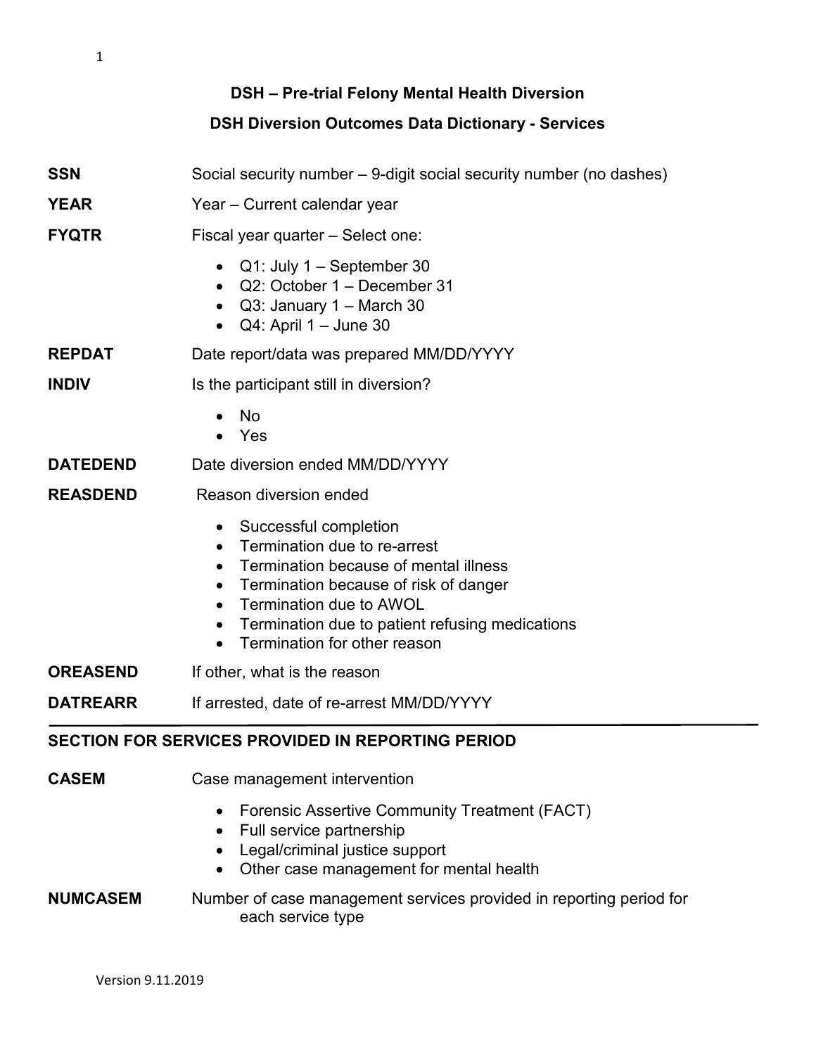# DSH – Pre-trial Felony Mental Health Diversion

## DSH Diversion Outcomes Data Dictionary - Services

**SSN** Social security number – 9-digit social security number (no dashes)

**YEAR** Year – Current calendar year

**FYQTR** Fiscal year quarter – Select one:

- Q1: July 1 – September 30
- Q2: October 1 – December 31
- Q3: January 1 – March 30
- Q4: April 1 – June 30

**REPDAT** Date report/data was prepared MM/DD/YYYY

**INDIV** Is the participant still in diversion?

- No
- Yes

**DATEDEND** Date diversion ended MM/DD/YYYY

**REASDEND** Reason diversion ended

- Successful completion
- Termination due to re-arrest
- Termination because of mental illness
- Termination because of risk of danger
- Termination due to AWOL
- Termination due to patient refusing medications
- Termination for other reason

**OREASEND** If other, what is the reason

**DATREARR** If arrested, date of re-arrest MM/DD/YYYY

---

### SECTION FOR SERVICES PROVIDED IN REPORTING PERIOD

**CASEM** Case management intervention

- Forensic Assertive Community Treatment (FACT)
- Full service partnership
- Legal/criminal justice support
- Other case management for mental health

**NUMCASEM** Number of case management services provided in reporting period for each service type

Version 9.11.2019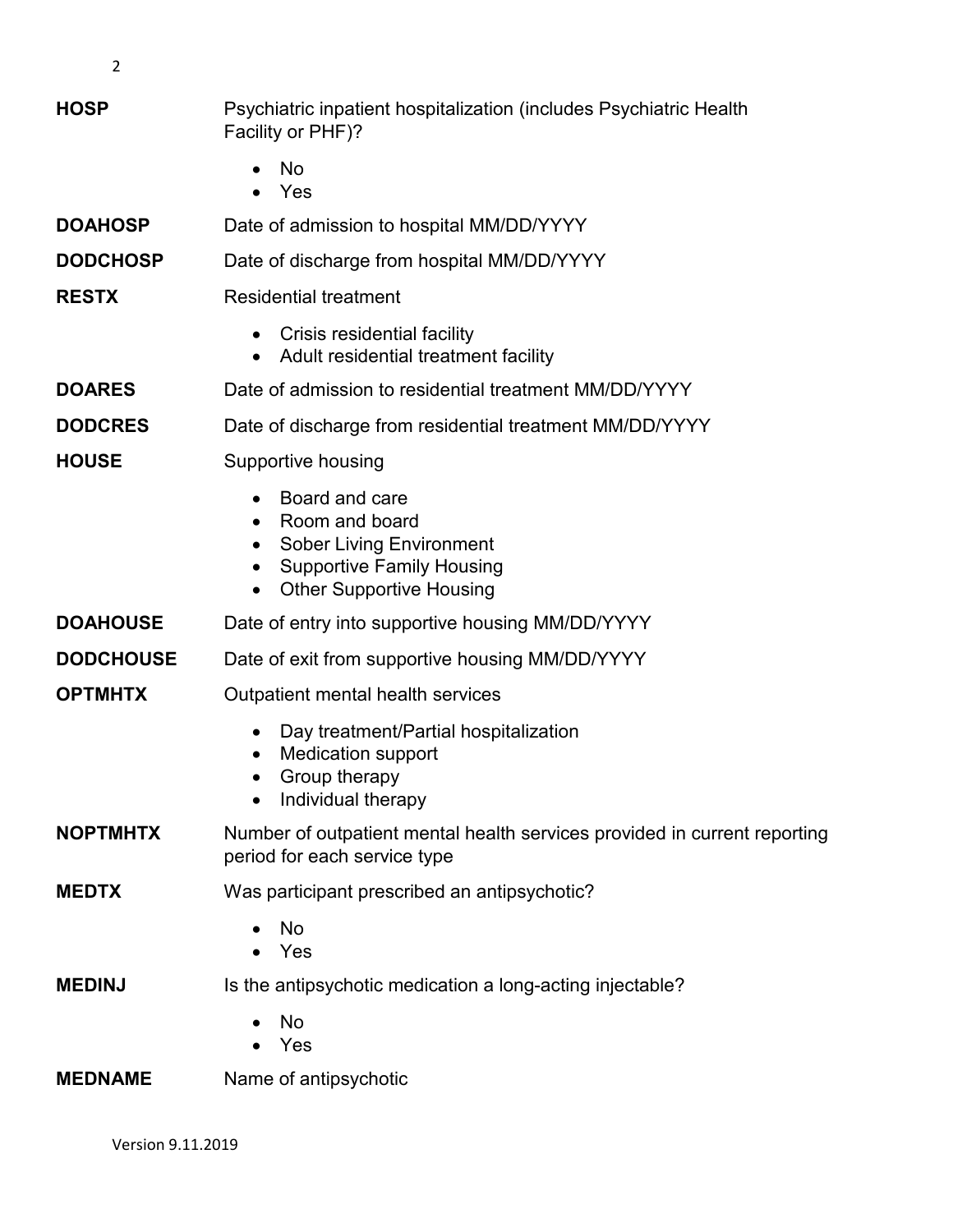**HOSP** Psychiatric inpatient hospitalization (includes Psychiatric Health Facility or PHF)?

- No
- Yes

**DOAHOSP** Date of admission to hospital MM/DD/YYYY

**DODCHOSP** Date of discharge from hospital MM/DD/YYYY

**RESTX** Residential treatment

- Crisis residential facility
- Adult residential treatment facility

**DOARES** Date of admission to residential treatment MM/DD/YYYY

**DODCRES** Date of discharge from residential treatment MM/DD/YYYY

**HOUSE** Supportive housing

- Board and care
- Room and board
- Sober Living Environment
- Supportive Family Housing
- Other Supportive Housing

**DOAHOUSE** Date of entry into supportive housing MM/DD/YYYY

**DODCHOUSE** Date of exit from supportive housing MM/DD/YYYY

**OPTMHTX** Outpatient mental health services

- Day treatment/Partial hospitalization
- Medication support
- Group therapy
- Individual therapy

**NOPTMHTX** Number of outpatient mental health services provided in current reporting period for each service type

**MEDTX** Was participant prescribed an antipsychotic?

- No
- Yes

**MEDINJ** Is the antipsychotic medication a long-acting injectable?

- No
- Yes

**MEDNAME** Name of antipsychotic

Version 9.11.2019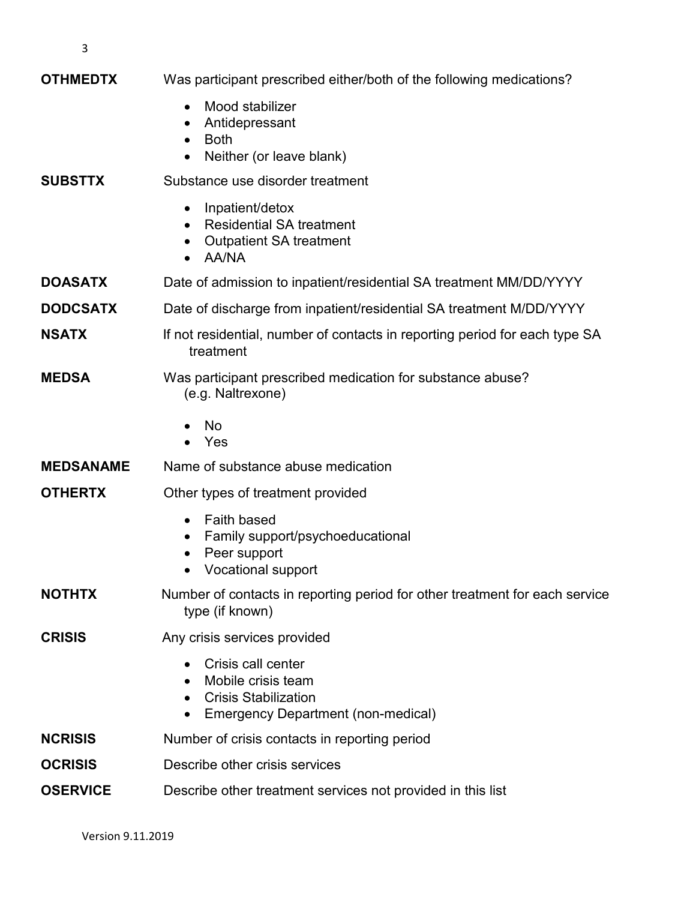**OTHMEDTX** Was participant prescribed either/both of the following medications?

- Mood stabilizer
- Antidepressant
- Both
- Neither (or leave blank)

**SUBSTTX** Substance use disorder treatment

- Inpatient/detox
- Residential SA treatment
- Outpatient SA treatment
- AA/NA

**DOASATX** Date of admission to inpatient/residential SA treatment MM/DD/YYYY

**DODCSATX** Date of discharge from inpatient/residential SA treatment M/DD/YYYY

**NSATX** If not residential, number of contacts in reporting period for each type SA treatment

**MEDSA** Was participant prescribed medication for substance abuse? (e.g. Naltrexone)

- No
- Yes

**MEDSANAME** Name of substance abuse medication

**OTHERTX** Other types of treatment provided

- Faith based
- Family support/psychoeducational
- Peer support
- Vocational support

**NOTHTX** Number of contacts in reporting period for other treatment for each service type (if known)

**CRISIS** Any crisis services provided

- Crisis call center
- Mobile crisis team
- Crisis Stabilization
- Emergency Department (non-medical)

**NCRISIS** Number of crisis contacts in reporting period

**OCRISIS** Describe other crisis services

**OSERVICE** Describe other treatment services not provided in this list

Version 9.11.2019